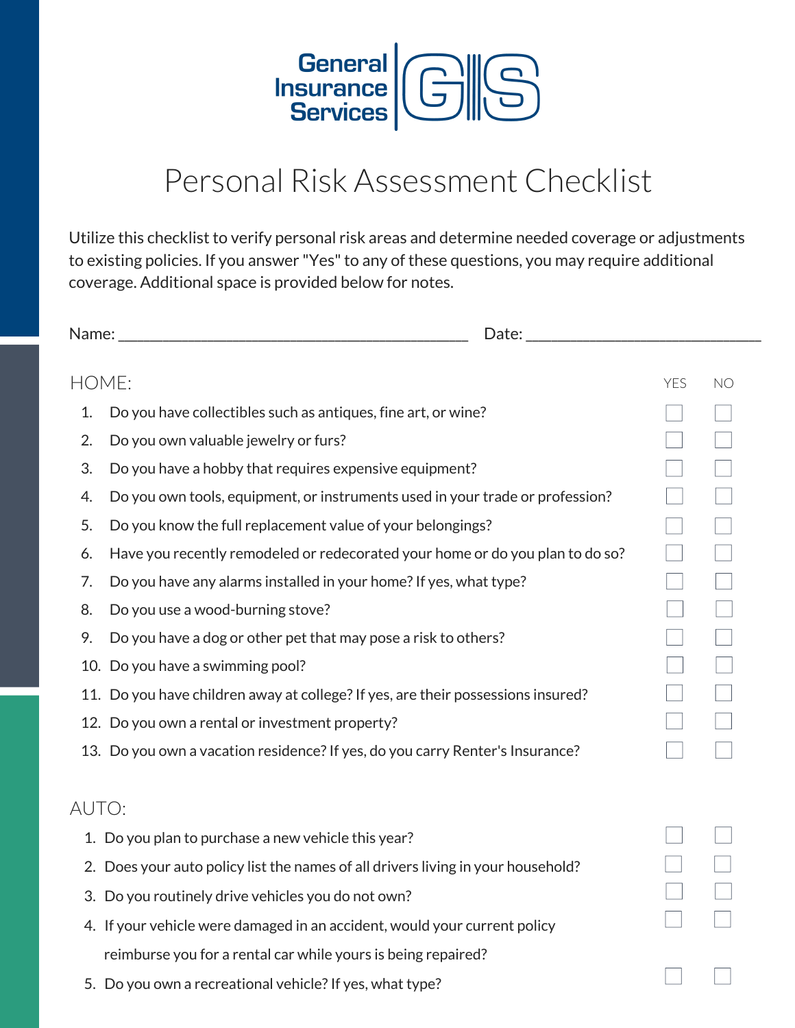# General Insurance Services

## Personal Risk Assessment Checklist

Utilize this checklist to verify personal risk areas and determine needed coverage or adjustments to existing policies. If you answer "Yes" to any of these questions, you may require additional coverage. Additional space is provided below for notes.

Name: ___________________________________________ Date: _____________________________

### HOME:

| | | YES | NO |
|---|---|---|---|
| 1. | Do you have collectibles such as antiques, fine art, or wine? | ☐ | ☐ |
| 2. | Do you own valuable jewelry or furs? | ☐ | ☐ |
| 3. | Do you have a hobby that requires expensive equipment? | ☐ | ☐ |
| 4. | Do you own tools, equipment, or instruments used in your trade or profession? | ☐ | ☐ |
| 5. | Do you know the full replacement value of your belongings? | ☐ | ☐ |
| 6. | Have you recently remodeled or redecorated your home or do you plan to do so? | ☐ | ☐ |
| 7. | Do you have any alarms installed in your home? If yes, what type? | ☐ | ☐ |
| 8. | Do you use a wood-burning stove? | ☐ | ☐ |
| 9. | Do you have a dog or other pet that may pose a risk to others? | ☐ | ☐ |
| 10. | Do you have a swimming pool? | ☐ | ☐ |
| 11. | Do you have children away at college? If yes, are their possessions insured? | ☐ | ☐ |
| 12. | Do you own a rental or investment property? | ☐ | ☐ |
| 13. | Do you own a vacation residence? If yes, do you carry Renter's Insurance? | ☐ | ☐ |

### AUTO:

| | | YES | NO |
|---|---|---|---|
| 1. | Do you plan to purchase a new vehicle this year? | ☐ | ☐ |
| 2. | Does your auto policy list the names of all drivers living in your household? | ☐ | ☐ |
| 3. | Do you routinely drive vehicles you do not own? | ☐ | ☐ |
| 4. | If your vehicle were damaged in an accident, would your current policy reimburse you for a rental car while yours is being repaired? | ☐ | ☐ |
| 5. | Do you own a recreational vehicle? If yes, what type? | ☐ | ☐ |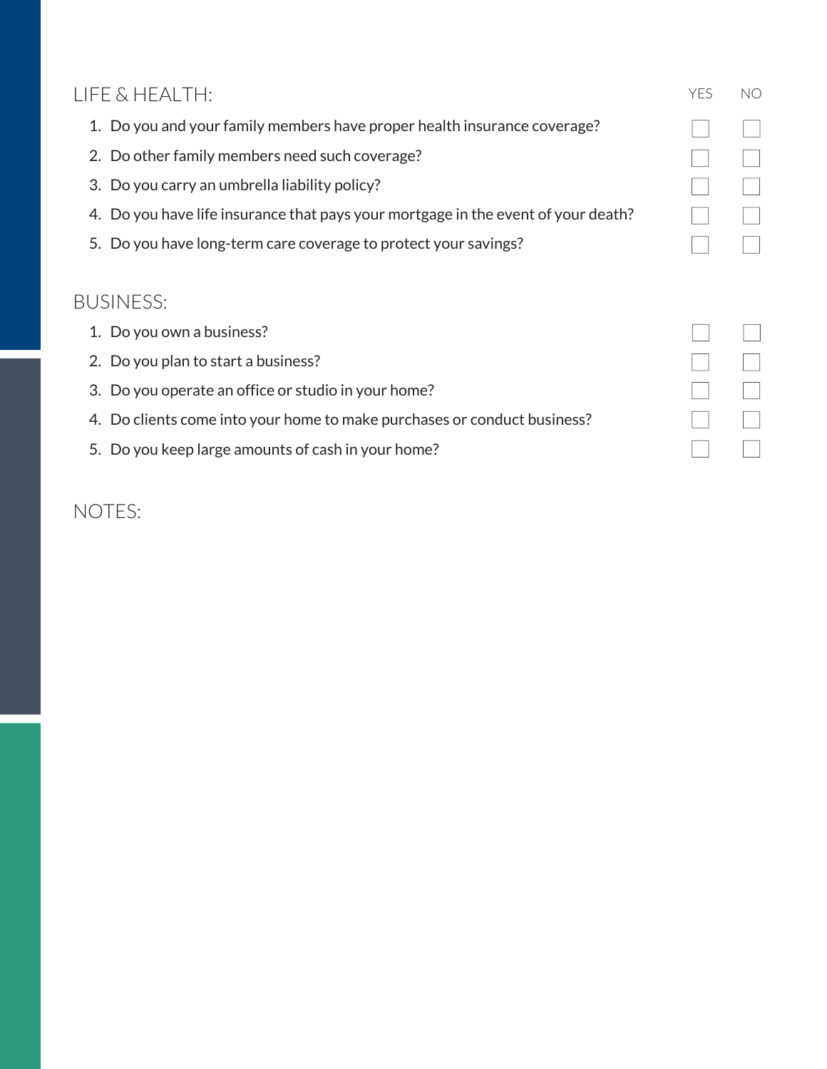## LIFE & HEALTH:

| | YES | NO |
|---|---|---|
| 1. Do you and your family members have proper health insurance coverage? | ☐ | ☐ |
| 2. Do other family members need such coverage? | ☐ | ☐ |
| 3. Do you carry an umbrella liability policy? | ☐ | ☐ |
| 4. Do you have life insurance that pays your mortgage in the event of your death? | ☐ | ☐ |
| 5. Do you have long-term care coverage to protect your savings? | ☐ | ☐ |

## BUSINESS:

| | YES | NO |
|---|---|---|
| 1. Do you own a business? | ☐ | ☐ |
| 2. Do you plan to start a business? | ☐ | ☐ |
| 3. Do you operate an office or studio in your home? | ☐ | ☐ |
| 4. Do clients come into your home to make purchases or conduct business? | ☐ | ☐ |
| 5. Do you keep large amounts of cash in your home? | ☐ | ☐ |

## NOTES: